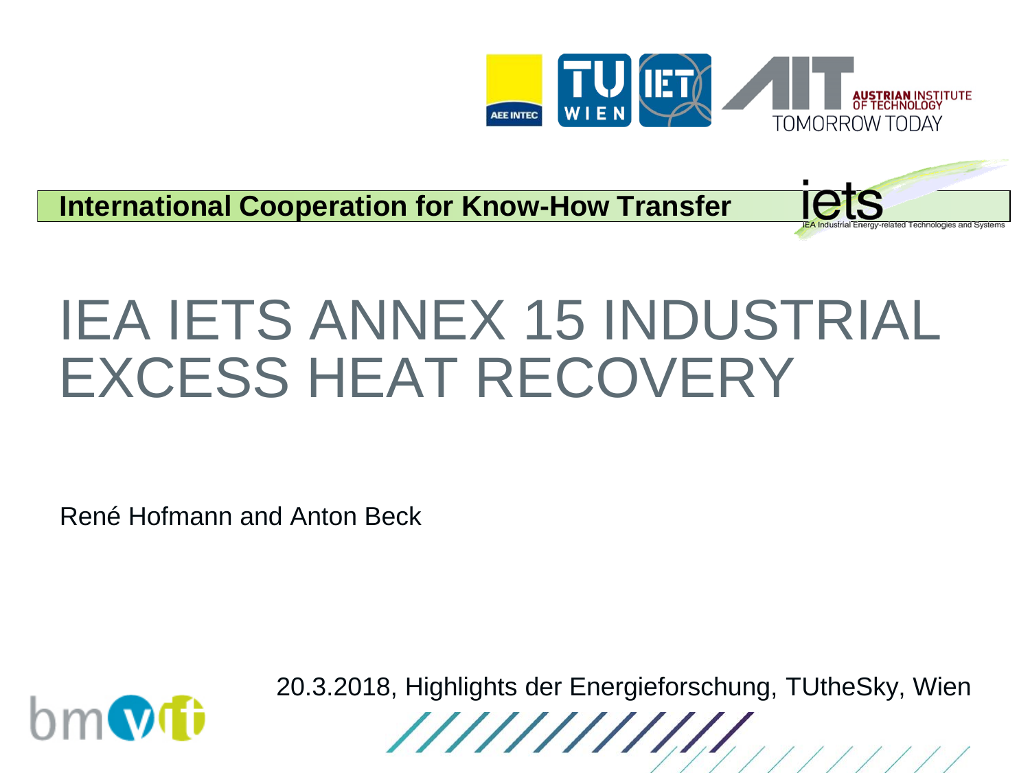**International Cooperation for Know-How Transfer**

# IEA IETS ANNEX 15 INDUSTRIAL EXCESS HEAT RECOVERY

René Hofmann and Anton Beck

20.3.2018, Highlights der Energieforschung, TUtheSky, Wien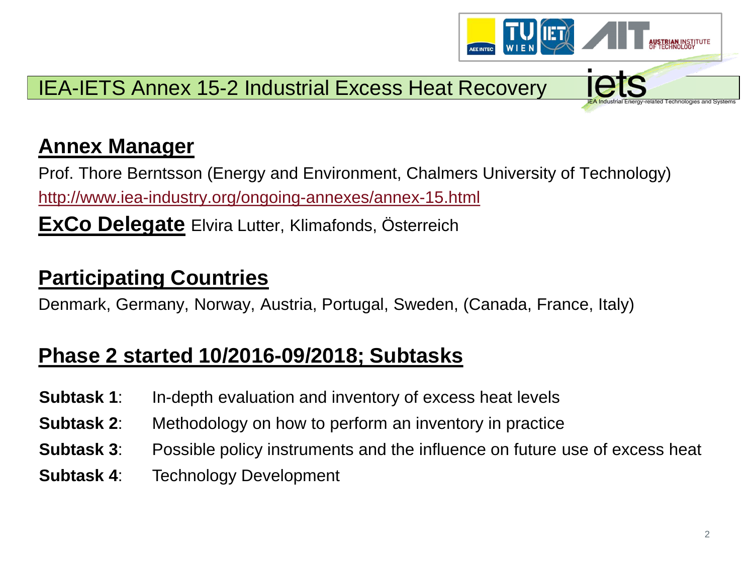# IEA-IETS Annex 15-2 Industrial Excess Heat Recovery

## Annex Manager

Prof. Thore Berntsson (Energy and Environment, Chalmers University of Technology)

http://www.iea-industry.org/ongoing-annexes/annex-15.html

**ExCo Delegate** Elvira Lutter, Klimafonds, Österreich

## Participating Countries

Denmark, Germany, Norway, Austria, Portugal, Sweden, (Canada, France, Italy)

## Phase 2 started 10/2016-09/2018; Subtasks

**Subtask 1**: In-depth evaluation and inventory of excess heat levels

**Subtask 2**: Methodology on how to perform an inventory in practice

**Subtask 3**: Possible policy instruments and the influence on future use of excess heat

**Subtask 4**: Technology Development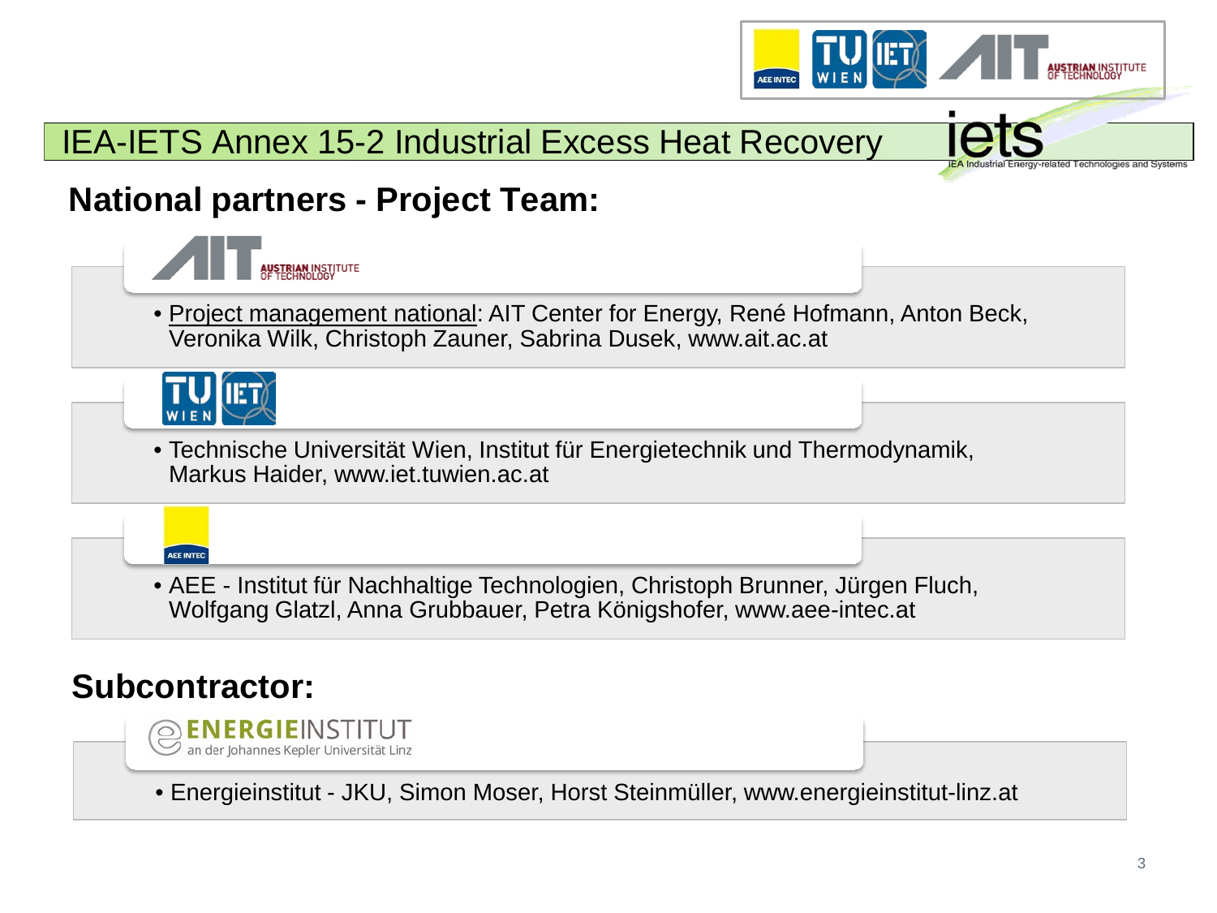# IEA-IETS Annex 15-2 Industrial Excess Heat Recovery

## National partners - Project Team:

AUSTRIAN INSTITUTE OF TECHNOLOGY

- Project management national: AIT Center for Energy, René Hofmann, Anton Beck, Veronika Wilk, Christoph Zauner, Sabrina Dusek, www.ait.ac.at

TU WIEN IET

- Technische Universität Wien, Institut für Energietechnik und Thermodynamik, Markus Haider, www.iet.tuwien.ac.at

AEE INTEC

- AEE - Institut für Nachhaltige Technologien, Christoph Brunner, Jürgen Fluch, Wolfgang Glatzl, Anna Grubbauer, Petra Königshofer, www.aee-intec.at

## Subcontractor:

ENERGIEINSTITUT an der Johannes Kepler Universität Linz

- Energieinstitut - JKU, Simon Moser, Horst Steinmüller, www.energieinstitut-linz.at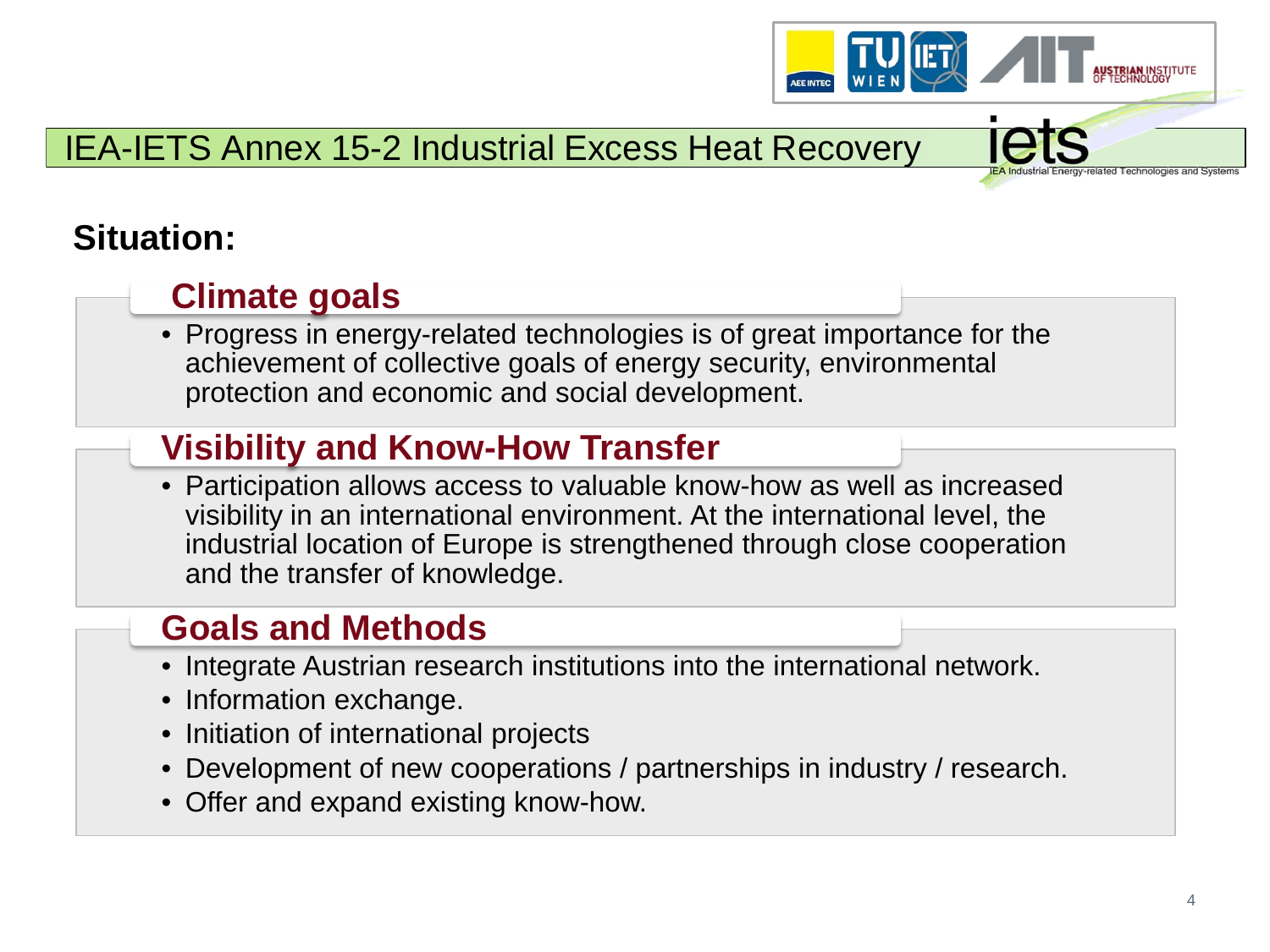# IEA-IETS Annex 15-2 Industrial Excess Heat Recovery

## Situation:

### Climate goals

- Progress in energy-related technologies is of great importance for the achievement of collective goals of energy security, environmental protection and economic and social development.

### Visibility and Know-How Transfer

- Participation allows access to valuable know-how as well as increased visibility in an international environment. At the international level, the industrial location of Europe is strengthened through close cooperation and the transfer of knowledge.

### Goals and Methods

- Integrate Austrian research institutions into the international network.
- Information exchange.
- Initiation of international projects
- Development of new cooperations / partnerships in industry / research.
- Offer and expand existing know-how.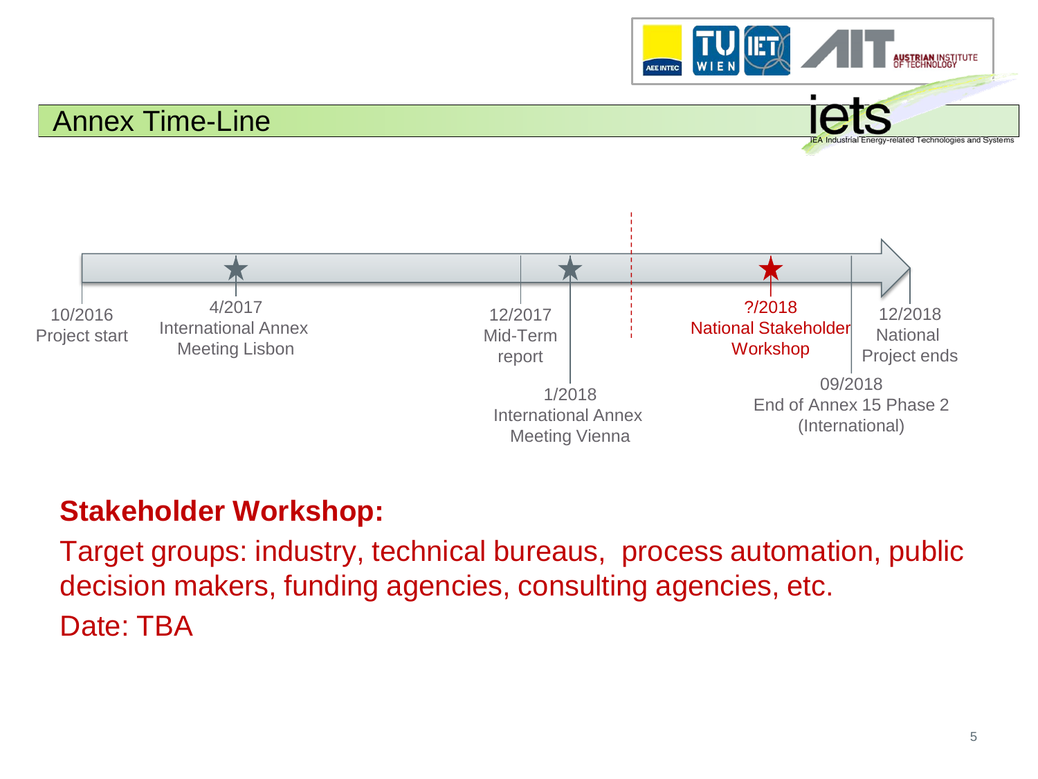# Annex Time-Line

- 10/2016 Project start
- 4/2017 International Annex Meeting Lisbon
- 12/2017 Mid-Term report
- 1/2018 International Annex Meeting Vienna
- ?/2018 National Stakeholder Workshop
- 09/2018 End of Annex 15 Phase 2 (International)
- 12/2018 National Project ends

**Stakeholder Workshop:**

Target groups: industry, technical bureaus, process automation, public decision makers, funding agencies, consulting agencies, etc.

Date: TBA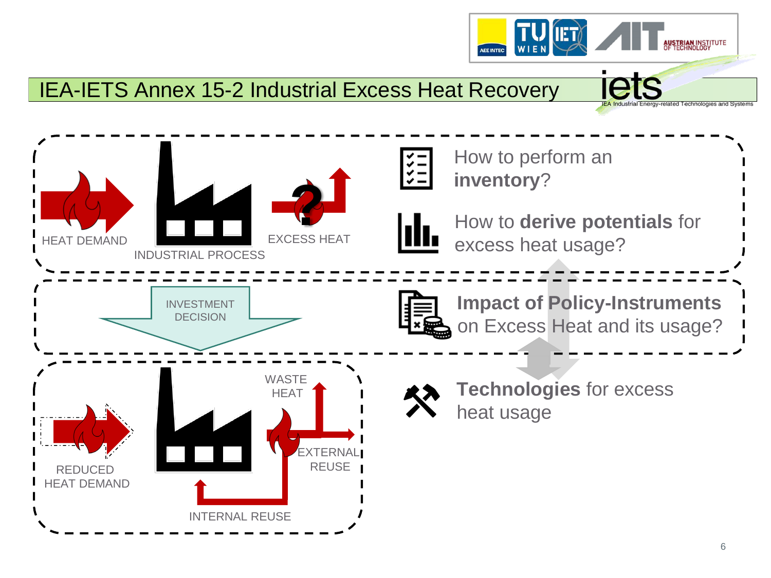# IEA-IETS Annex 15-2 Industrial Excess Heat Recovery

HEAT DEMAND

INDUSTRIAL PROCESS

EXCESS HEAT

How to perform an **inventory**?

How to **derive potentials** for excess heat usage?

INVESTMENT DECISION

**Impact of Policy-Instruments** on Excess Heat and its usage?

REDUCED HEAT DEMAND

WASTE HEAT

EXTERNAL REUSE

INTERNAL REUSE

**Technologies** for excess heat usage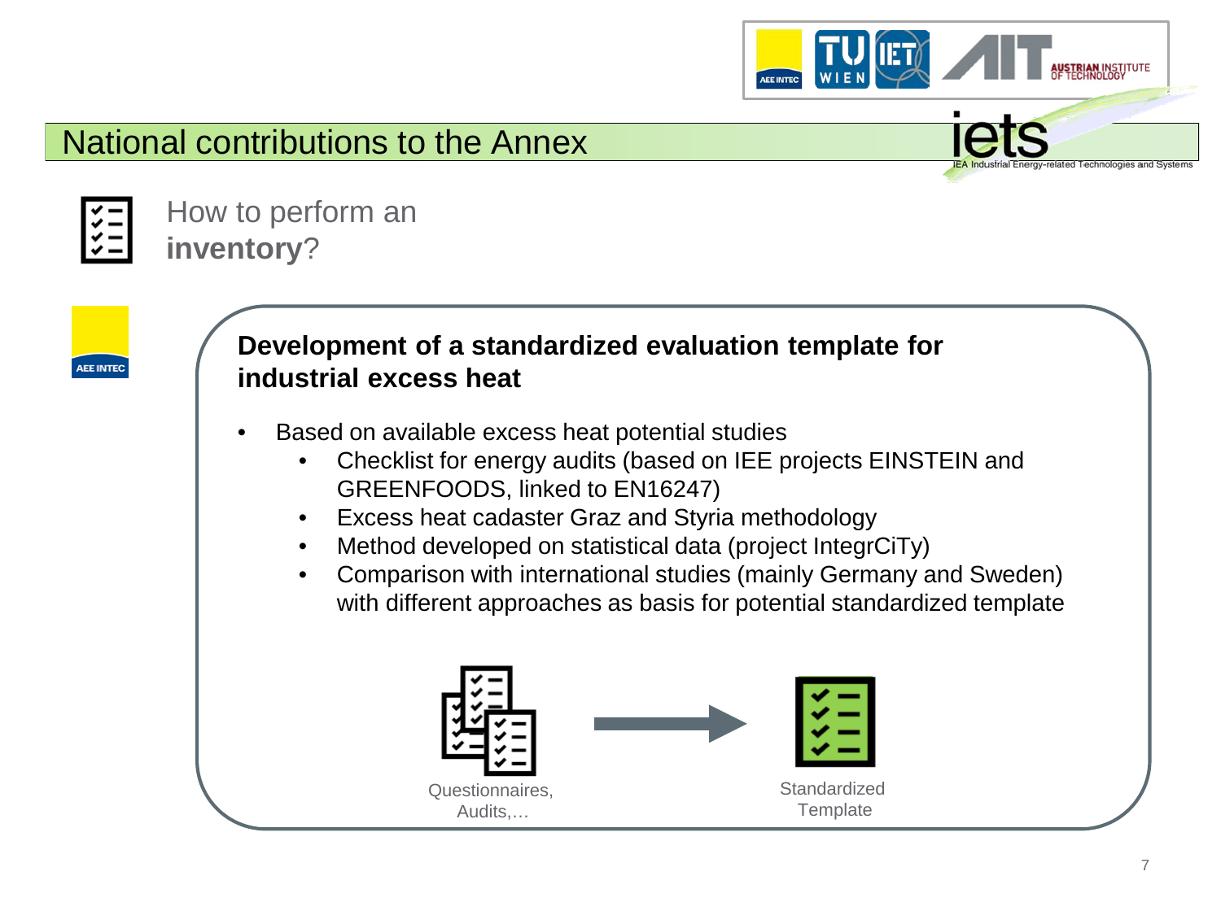# National contributions to the Annex

## How to perform an **inventory**?

AEE INTEC

### Development of a standardized evaluation template for industrial excess heat

- Based on available excess heat potential studies
  - Checklist for energy audits (based on IEE projects EINSTEIN and GREENFOODS, linked to EN16247)
  - Excess heat cadaster Graz and Styria methodology
  - Method developed on statistical data (project IntegrCiTy)
  - Comparison with international studies (mainly Germany and Sweden) with different approaches as basis for potential standardized template

Questionnaires, Audits,… → Standardized Template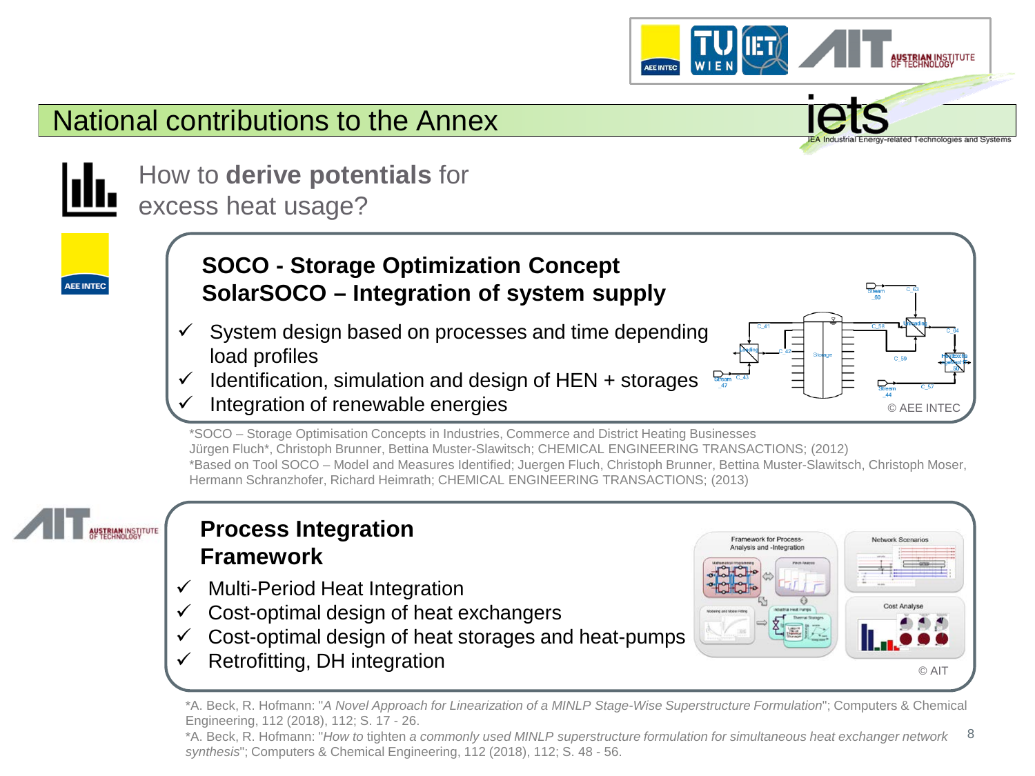## National contributions to the Annex

How to **derive potentials** for excess heat usage?

### SOCO - Storage Optimization Concept
### SolarSOCO – Integration of system supply

- ✓ System design based on processes and time depending load profiles
- ✓ Identification, simulation and design of HEN + storages
- ✓ Integration of renewable energies

© AEE INTEC

*SOCO – Storage Optimisation Concepts in Industries, Commerce and District Heating Businesses
Jürgen Fluch*, Christoph Brunner, Bettina Muster-Slawitsch; CHEMICAL ENGINEERING TRANSACTIONS; (2012)
*Based on Tool SOCO – Model and Measures Identified; Juergen Fluch, Christoph Brunner, Bettina Muster-Slawitsch, Christoph Moser, Hermann Schranzhofer, Richard Heimrath; CHEMICAL ENGINEERING TRANSACTIONS; (2013)

### Process Integration Framework

- ✓ Multi-Period Heat Integration
- ✓ Cost-optimal design of heat exchangers
- ✓ Cost-optimal design of heat storages and heat-pumps
- ✓ Retrofitting, DH integration

© AIT

*A. Beck, R. Hofmann: "*A Novel Approach for Linearization of a MINLP Stage-Wise Superstructure Formulation*"; Computers & Chemical Engineering, 112 (2018), 112; S. 17 - 26.
*A. Beck, R. Hofmann: "*How to* tighten *a commonly used MINLP superstructure formulation for simultaneous heat exchanger network synthesis*"; Computers & Chemical Engineering, 112 (2018), 112; S. 48 - 56.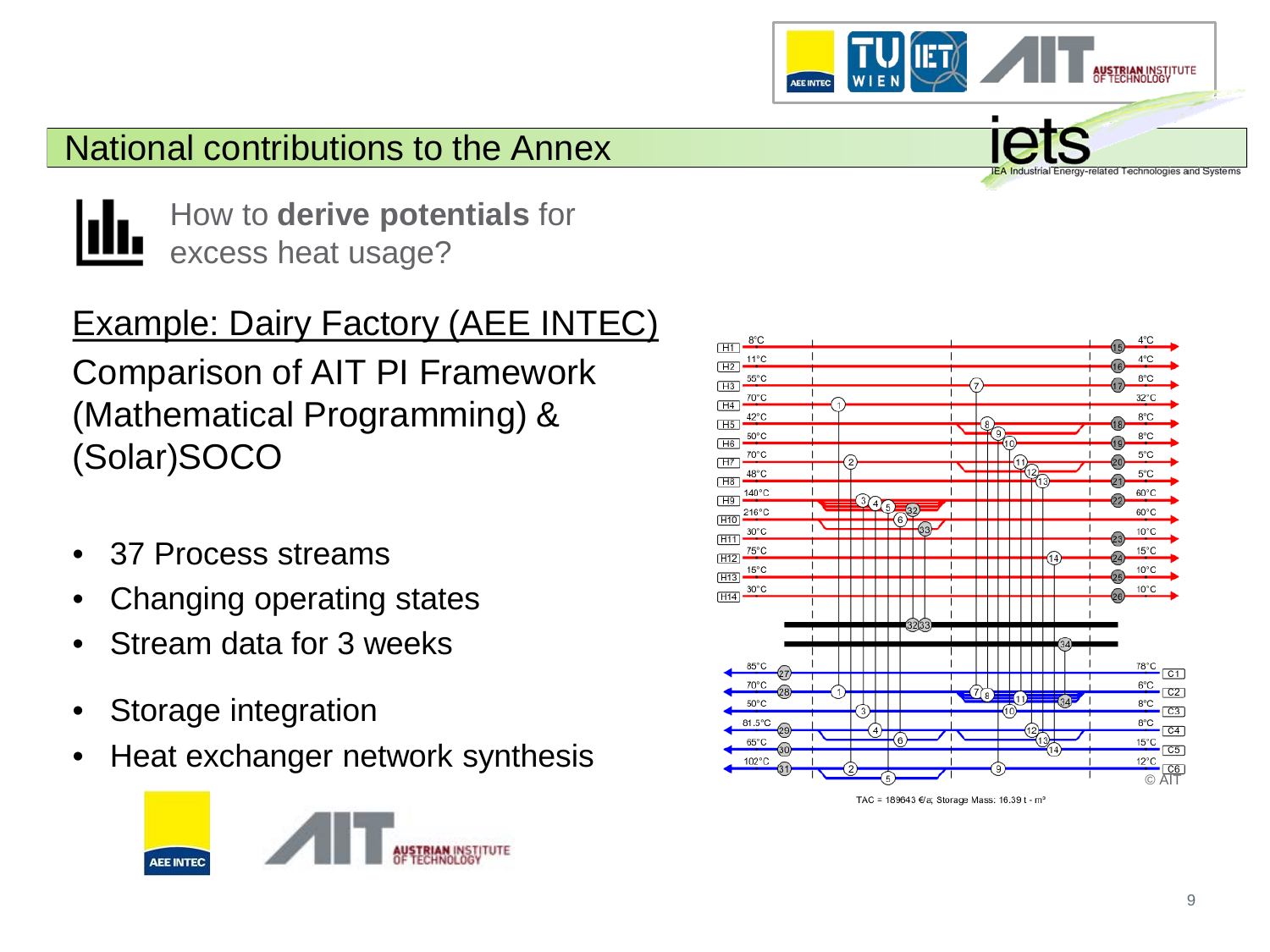## National contributions to the Annex

How to **derive potentials** for excess heat usage?

### Example: Dairy Factory (AEE INTEC)

Comparison of AIT PI Framework (Mathematical Programming) & (Solar)SOCO

- 37 Process streams
- Changing operating states
- Stream data for 3 weeks
- Storage integration
- Heat exchanger network synthesis

TAC = 189643 €/a; Storage Mass: 16.39 t - m³

© AIT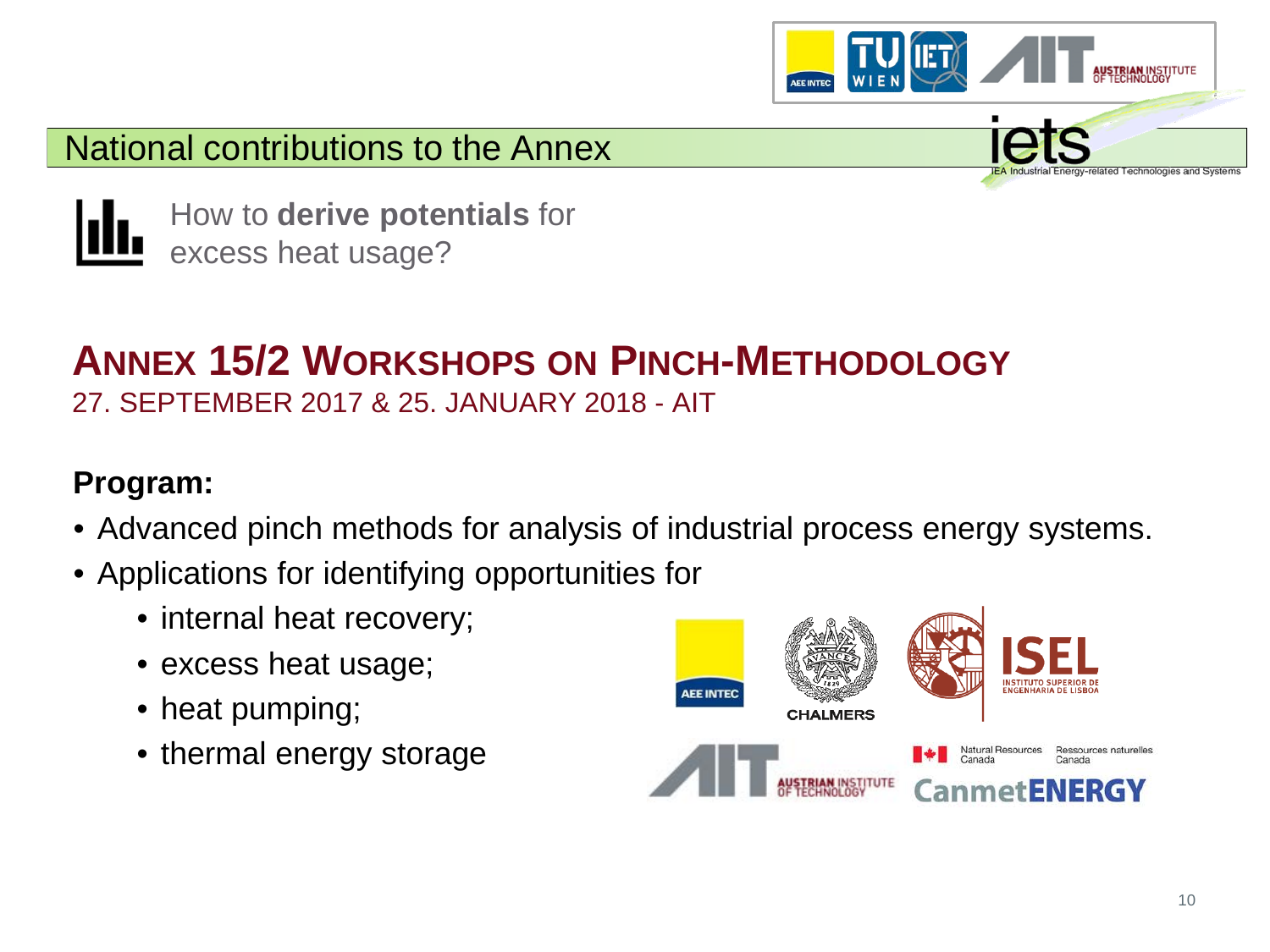## National contributions to the Annex

How to **derive potentials** for excess heat usage?

# ANNEX 15/2 WORKSHOPS ON PINCH-METHODOLOGY

27. SEPTEMBER 2017 & 25. JANUARY 2018 - AIT

**Program:**

- Advanced pinch methods for analysis of industrial process energy systems.
- Applications for identifying opportunities for
  - internal heat recovery;
  - excess heat usage;
  - heat pumping;
  - thermal energy storage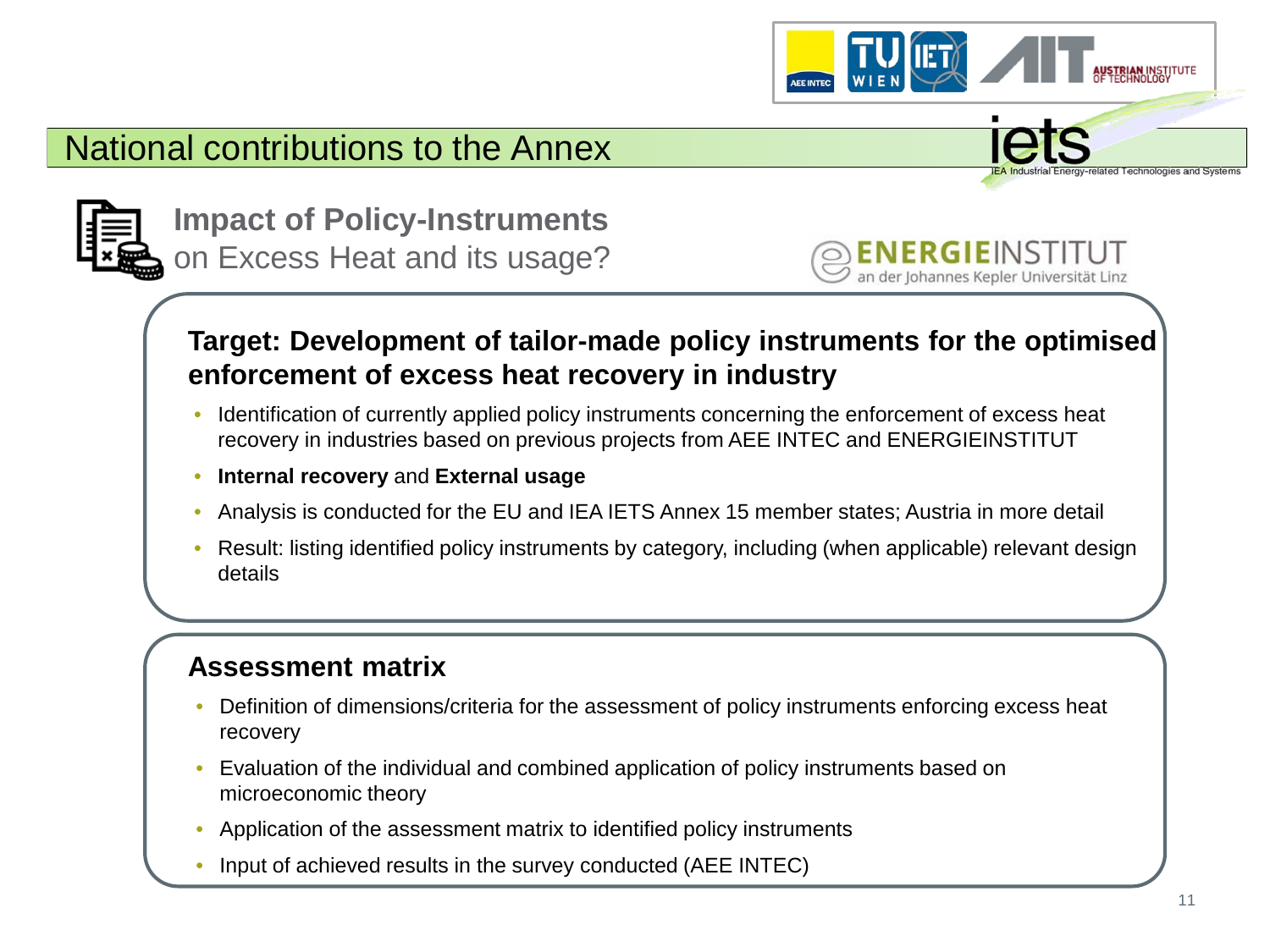## National contributions to the Annex

### **Impact of Policy-Instruments** on Excess Heat and its usage?

ENERGIEINSTITUT an der Johannes Kepler Universität Linz

**Target: Development of tailor-made policy instruments for the optimised enforcement of excess heat recovery in industry**

- Identification of currently applied policy instruments concerning the enforcement of excess heat recovery in industries based on previous projects from AEE INTEC and ENERGIEINSTITUT
- **Internal recovery** and **External usage**
- Analysis is conducted for the EU and IEA IETS Annex 15 member states; Austria in more detail
- Result: listing identified policy instruments by category, including (when applicable) relevant design details

**Assessment matrix**

- Definition of dimensions/criteria for the assessment of policy instruments enforcing excess heat recovery
- Evaluation of the individual and combined application of policy instruments based on microeconomic theory
- Application of the assessment matrix to identified policy instruments
- Input of achieved results in the survey conducted (AEE INTEC)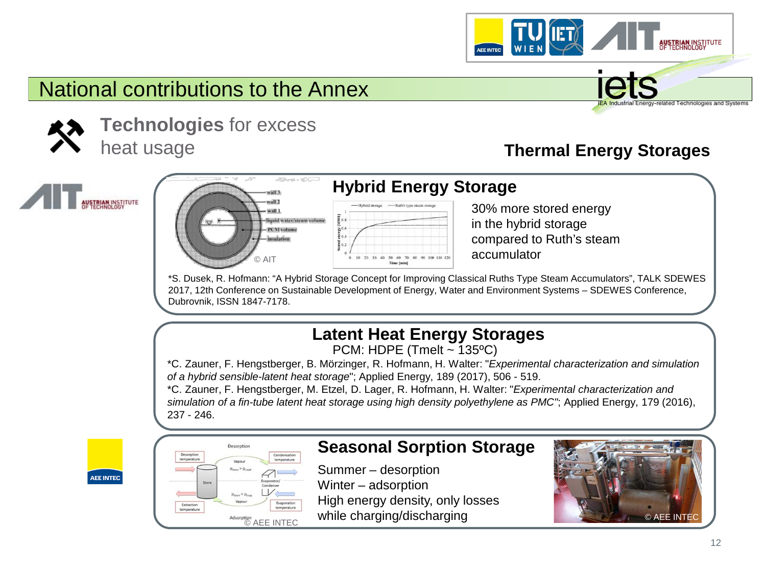## National contributions to the Annex

**Technologies** for excess heat usage

**Thermal Energy Storages**

### Hybrid Energy Storage

© AIT

30% more stored energy in the hybrid storage compared to Ruth's steam accumulator

*S. Dusek, R. Hofmann: "A Hybrid Storage Concept for Improving Classical Ruths Type Steam Accumulators", TALK SDEWES 2017, 12th Conference on Sustainable Development of Energy, Water and Environment Systems – SDEWES Conference, Dubrovnik, ISSN 1847-7178.

### Latent Heat Energy Storages

PCM: HDPE (Tmelt ~ 135ºC)

*C. Zauner, F. Hengstberger, B. Mörzinger, R. Hofmann, H. Walter: "*Experimental characterization and simulation of a hybrid sensible-latent heat storage*"; Applied Energy, 189 (2017), 506 - 519.

*C. Zauner, F. Hengstberger, M. Etzel, D. Lager, R. Hofmann, H. Walter: "*Experimental characterization and simulation of a fin-tube latent heat storage using high density polyethylene as PMC*"; Applied Energy, 179 (2016), 237 - 246.

### Seasonal Sorption Storage

© AEE INTEC

Summer – desorption
Winter – adsorption
High energy density, only losses while charging/discharging

© AEE INTEC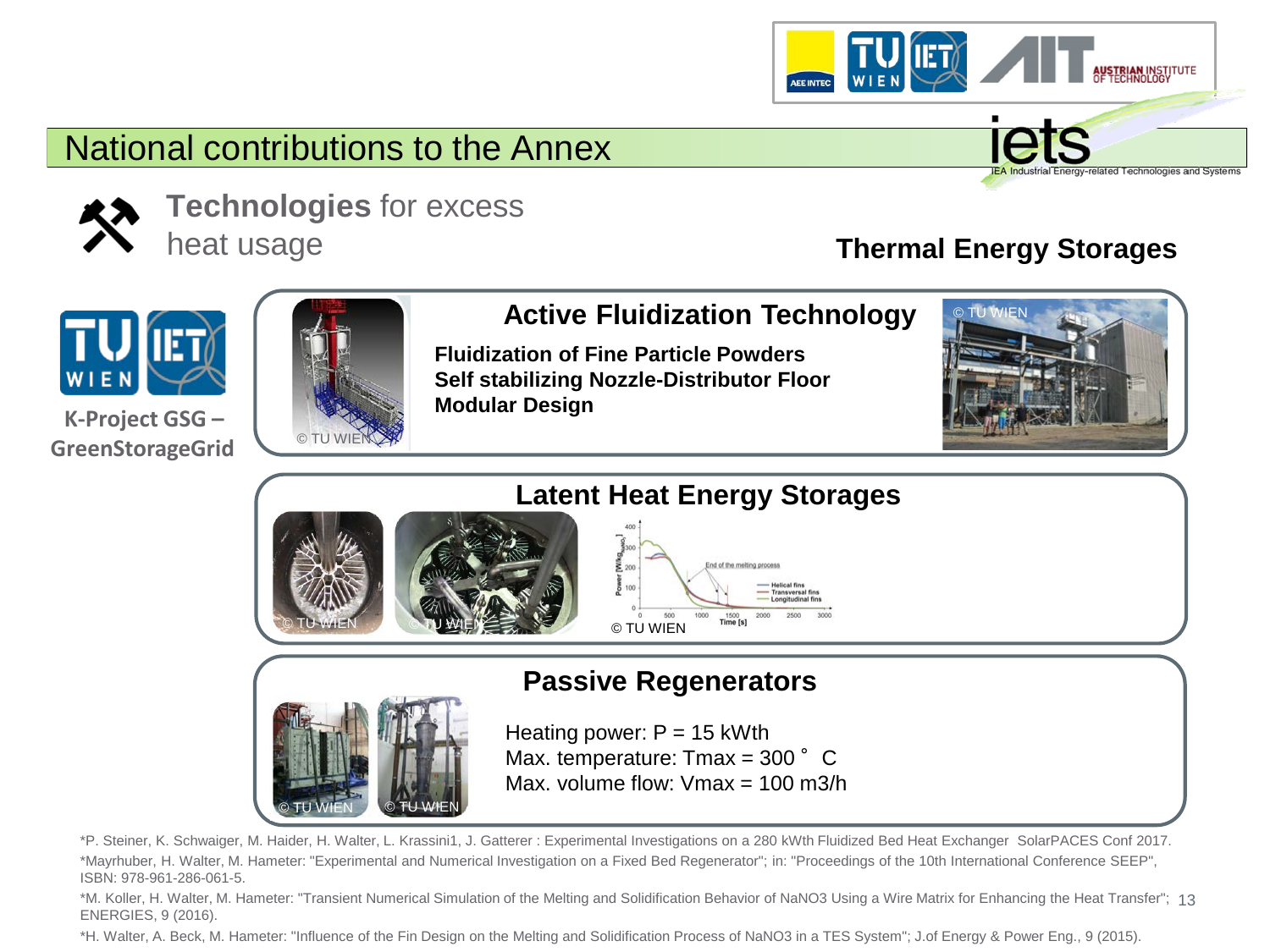## National contributions to the Annex

**Technologies** for excess heat usage

**Thermal Energy Storages**

**K-Project GSG – GreenStorageGrid**

### Active Fluidization Technology

**Fluidization of Fine Particle Powders**
**Self stabilizing Nozzle-Distributor Floor**
**Modular Design**

© TU WIEN

### Latent Heat Energy Storages

© TU WIEN

### Passive Regenerators

Heating power: P = 15 kWth
Max. temperature: Tmax = 300 ° C
Max. volume flow: Vmax = 100 m3/h

© TU WIEN

*P. Steiner, K. Schwaiger, M. Haider, H. Walter, L. Krassini1, J. Gatterer : Experimental Investigations on a 280 kWth Fluidized Bed Heat Exchanger SolarPACES Conf 2017.

*Mayrhuber, H. Walter, M. Hameter: "Experimental and Numerical Investigation on a Fixed Bed Regenerator"; in: "Proceedings of the 10th International Conference SEEP", ISBN: 978-961-286-061-5.

*M. Koller, H. Walter, M. Hameter: "Transient Numerical Simulation of the Melting and Solidification Behavior of NaNO3 Using a Wire Matrix for Enhancing the Heat Transfer"; ENERGIES, 9 (2016).

*H. Walter, A. Beck, M. Hameter: "Influence of the Fin Design on the Melting and Solidification Process of NaNO3 in a TES System"; J.of Energy & Power Eng., 9 (2015).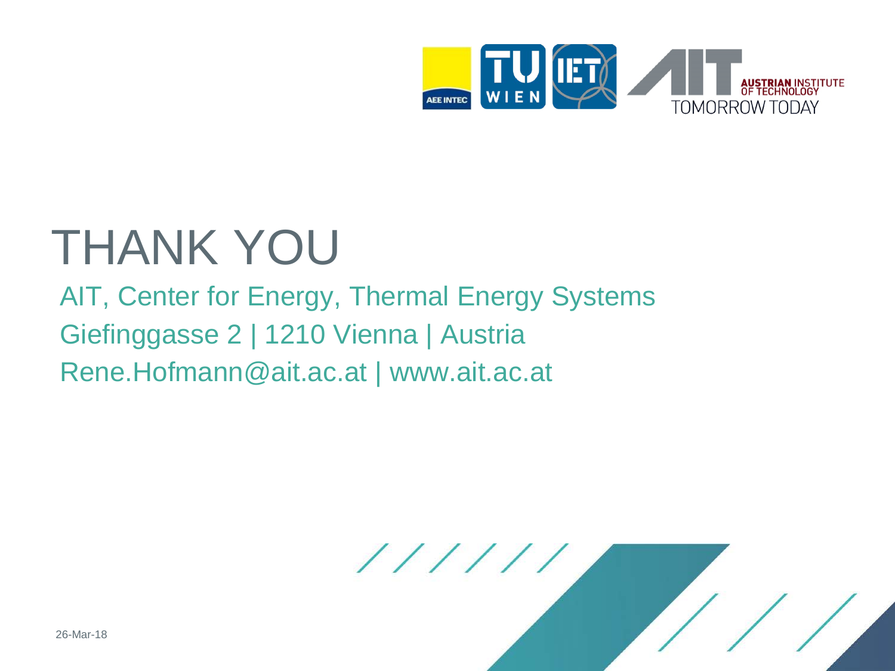# THANK YOU

AIT, Center for Energy, Thermal Energy Systems

Giefinggasse 2 | 1210 Vienna | Austria

Rene.Hofmann@ait.ac.at | www.ait.ac.at